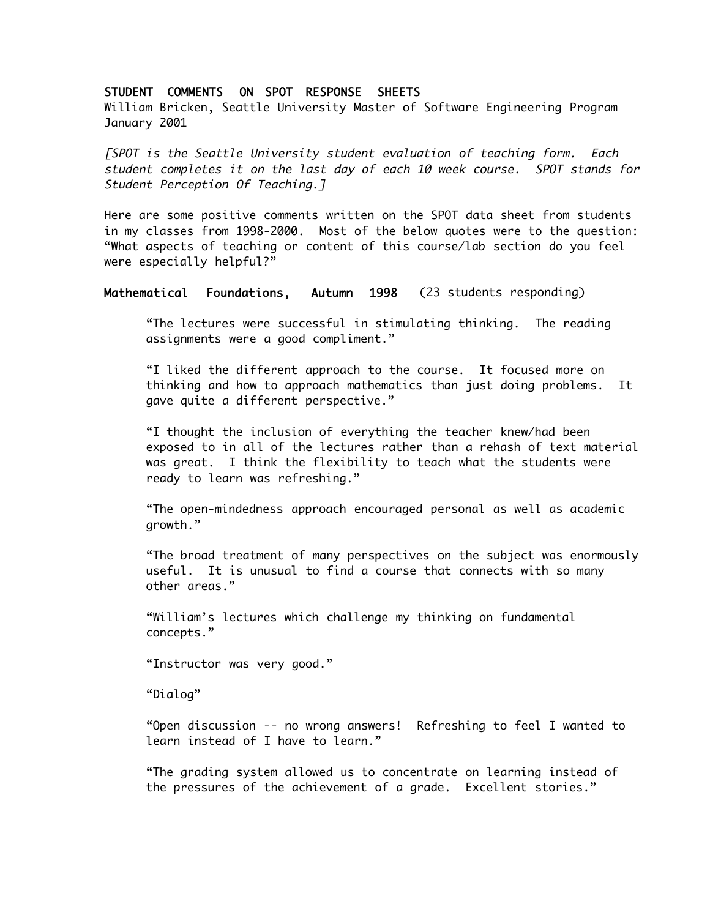# STUDENT COMMENTS ON SPOT RESPONSE SHEETS

William Bricken, Seattle University Master of Software Engineering Program
January 2001

*[SPOT is the Seattle University student evaluation of teaching form. Each student completes it on the last day of each 10 week course. SPOT stands for Student Perception Of Teaching.]*

Here are some positive comments written on the SPOT data sheet from students in my classes from 1998-2000. Most of the below quotes were to the question: "What aspects of teaching or content of this course/lab section do you feel were especially helpful?"

## Mathematical Foundations, Autumn 1998 (23 students responding)

> "The lectures were successful in stimulating thinking. The reading assignments were a good compliment."
>
> "I liked the different approach to the course. It focused more on thinking and how to approach mathematics than just doing problems. It gave quite a different perspective."
>
> "I thought the inclusion of everything the teacher knew/had been exposed to in all of the lectures rather than a rehash of text material was great. I think the flexibility to teach what the students were ready to learn was refreshing."
>
> "The open-mindedness approach encouraged personal as well as academic growth."
>
> "The broad treatment of many perspectives on the subject was enormously useful. It is unusual to find a course that connects with so many other areas."
>
> "William's lectures which challenge my thinking on fundamental concepts."
>
> "Instructor was very good."
>
> "Dialog"
>
> "Open discussion -- no wrong answers! Refreshing to feel I wanted to learn instead of I have to learn."
>
> "The grading system allowed us to concentrate on learning instead of the pressures of the achievement of a grade. Excellent stories."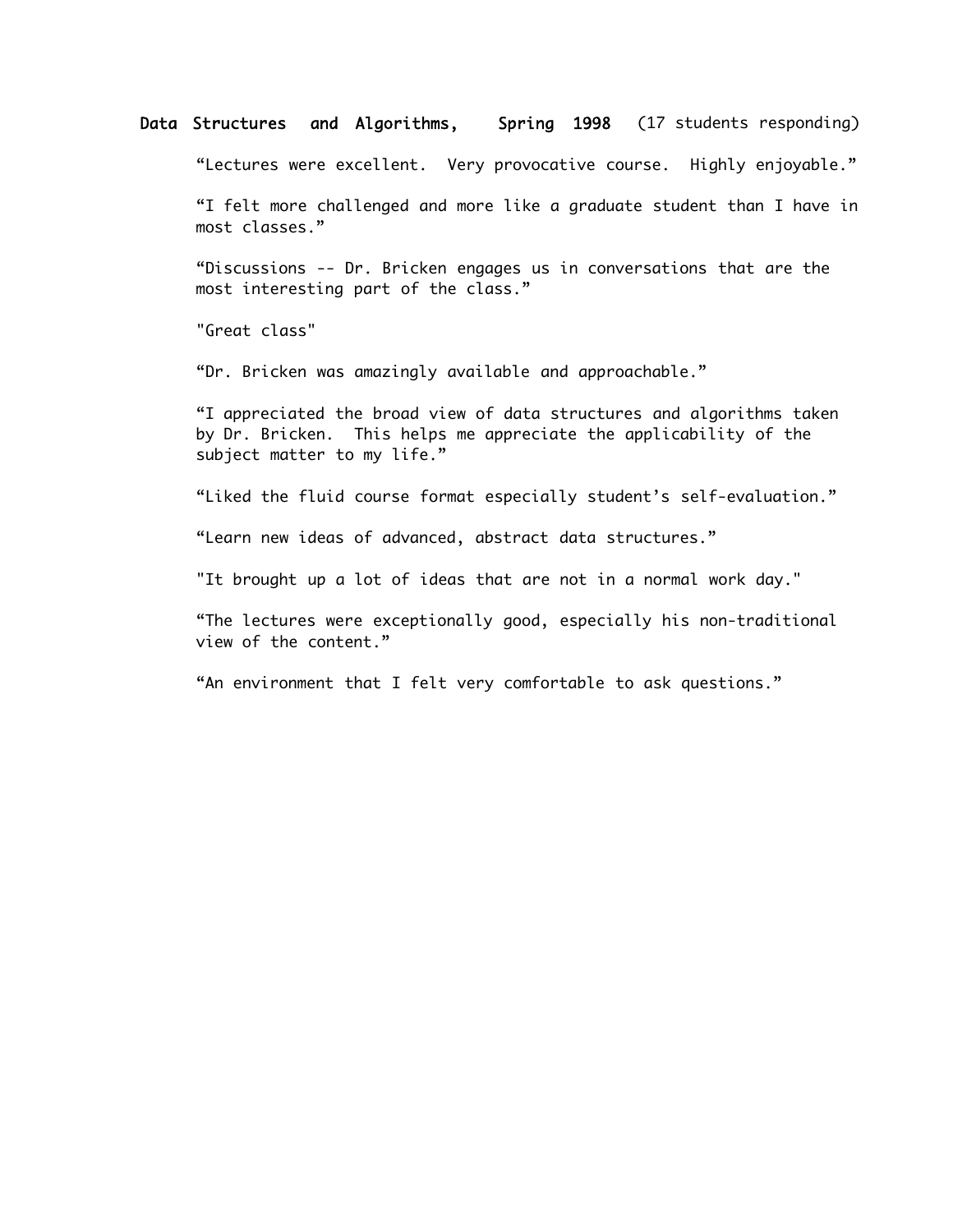**Data Structures and Algorithms, Spring 1998** (17 students responding)

"Lectures were excellent. Very provocative course. Highly enjoyable."

"I felt more challenged and more like a graduate student than I have in most classes."

"Discussions -- Dr. Bricken engages us in conversations that are the most interesting part of the class."

"Great class"

"Dr. Bricken was amazingly available and approachable."

"I appreciated the broad view of data structures and algorithms taken by Dr. Bricken. This helps me appreciate the applicability of the subject matter to my life."

"Liked the fluid course format especially student's self-evaluation."

"Learn new ideas of advanced, abstract data structures."

"It brought up a lot of ideas that are not in a normal work day."

"The lectures were exceptionally good, especially his non-traditional view of the content."

"An environment that I felt very comfortable to ask questions."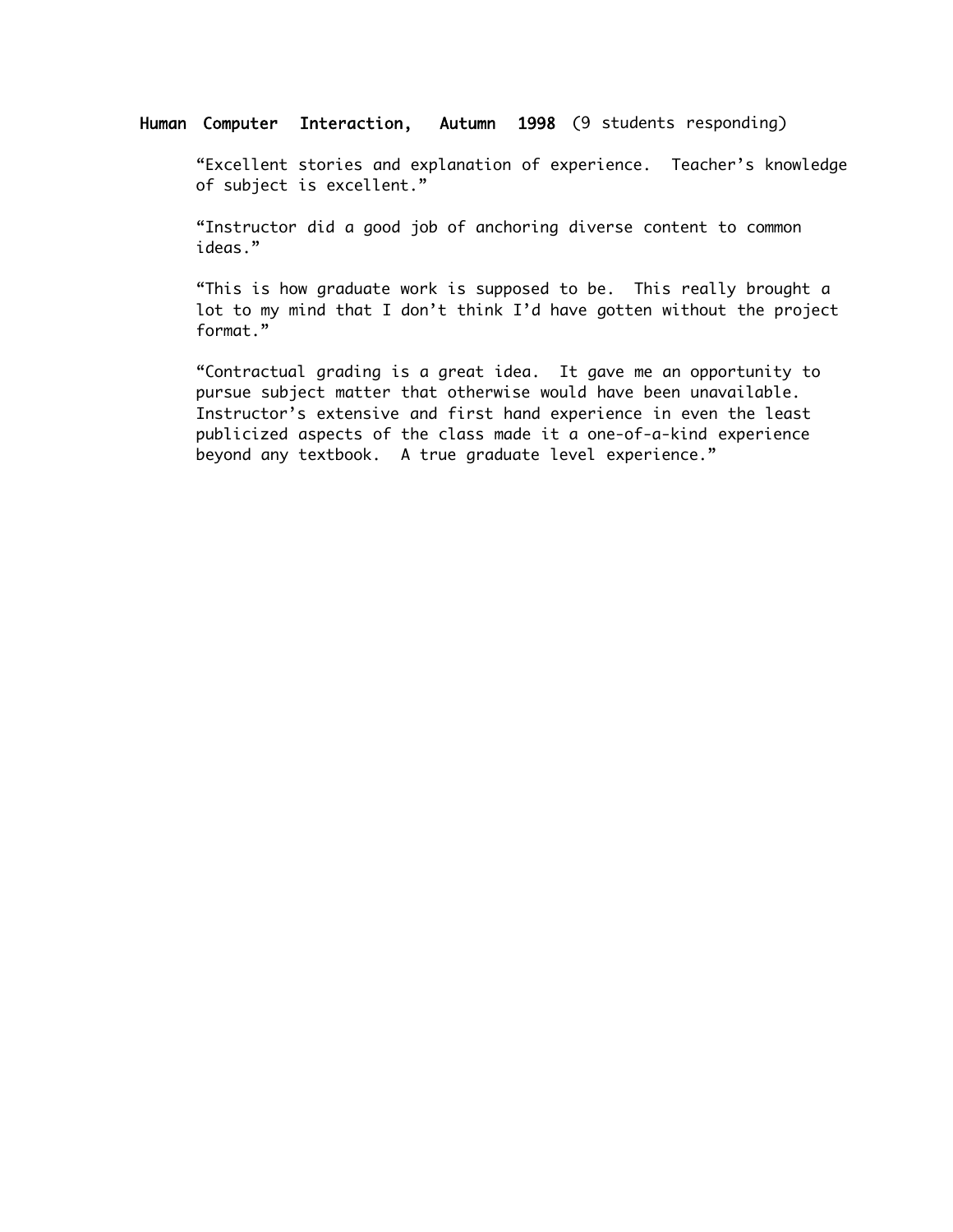**Human Computer Interaction, Autumn 1998** (9 students responding)

> "Excellent stories and explanation of experience. Teacher's knowledge of subject is excellent."

> "Instructor did a good job of anchoring diverse content to common ideas."

> "This is how graduate work is supposed to be. This really brought a lot to my mind that I don't think I'd have gotten without the project format."

> "Contractual grading is a great idea. It gave me an opportunity to pursue subject matter that otherwise would have been unavailable. Instructor's extensive and first hand experience in even the least publicized aspects of the class made it a one-of-a-kind experience beyond any textbook. A true graduate level experience."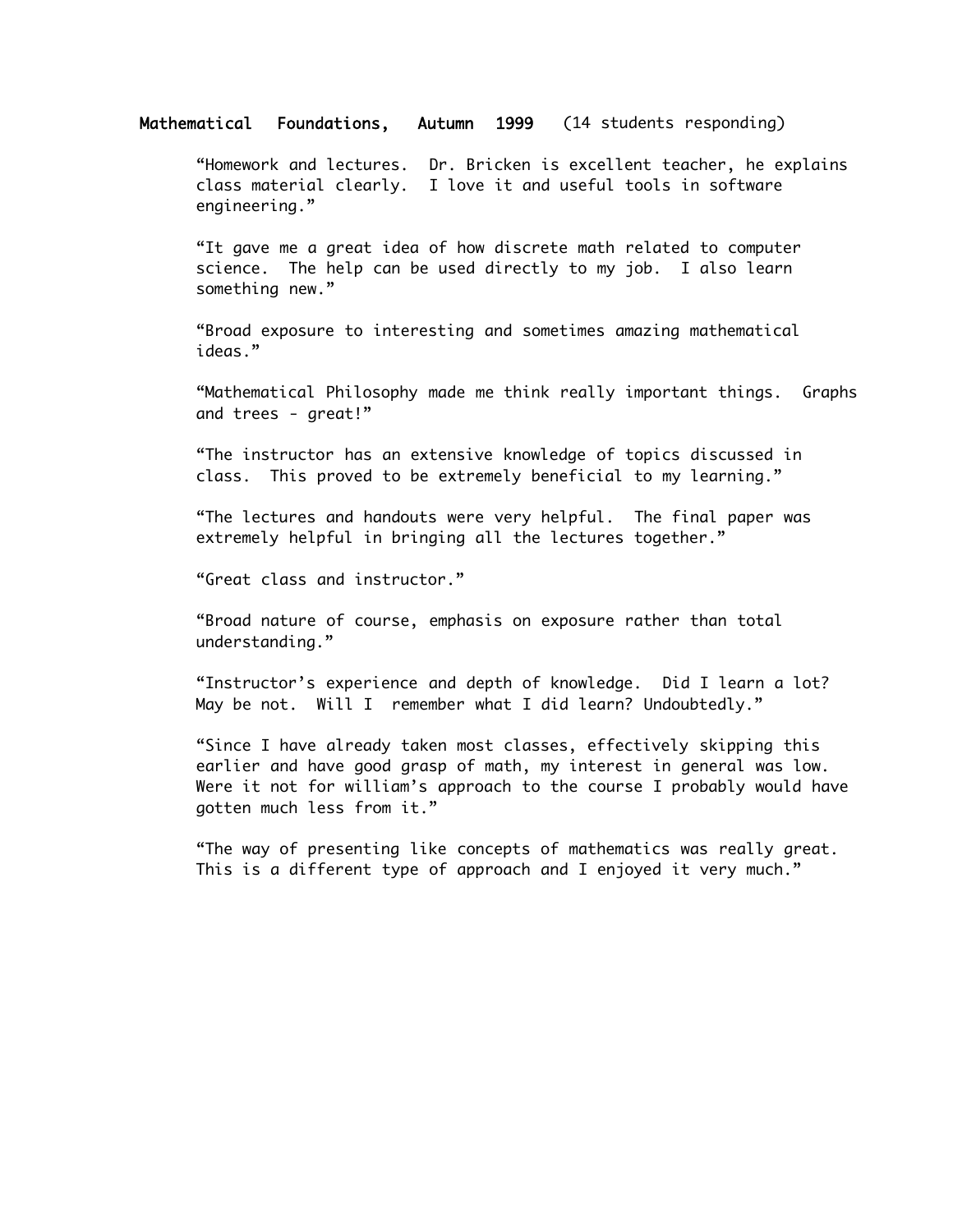**Mathematical Foundations, Autumn 1999** (14 students responding)

"Homework and lectures. Dr. Bricken is excellent teacher, he explains class material clearly. I love it and useful tools in software engineering."

"It gave me a great idea of how discrete math related to computer science. The help can be used directly to my job. I also learn something new."

"Broad exposure to interesting and sometimes amazing mathematical ideas."

"Mathematical Philosophy made me think really important things. Graphs and trees - great!"

"The instructor has an extensive knowledge of topics discussed in class. This proved to be extremely beneficial to my learning."

"The lectures and handouts were very helpful. The final paper was extremely helpful in bringing all the lectures together."

"Great class and instructor."

"Broad nature of course, emphasis on exposure rather than total understanding."

"Instructor's experience and depth of knowledge. Did I learn a lot? May be not. Will I remember what I did learn? Undoubtedly."

"Since I have already taken most classes, effectively skipping this earlier and have good grasp of math, my interest in general was low. Were it not for william's approach to the course I probably would have gotten much less from it."

"The way of presenting like concepts of mathematics was really great. This is a different type of approach and I enjoyed it very much."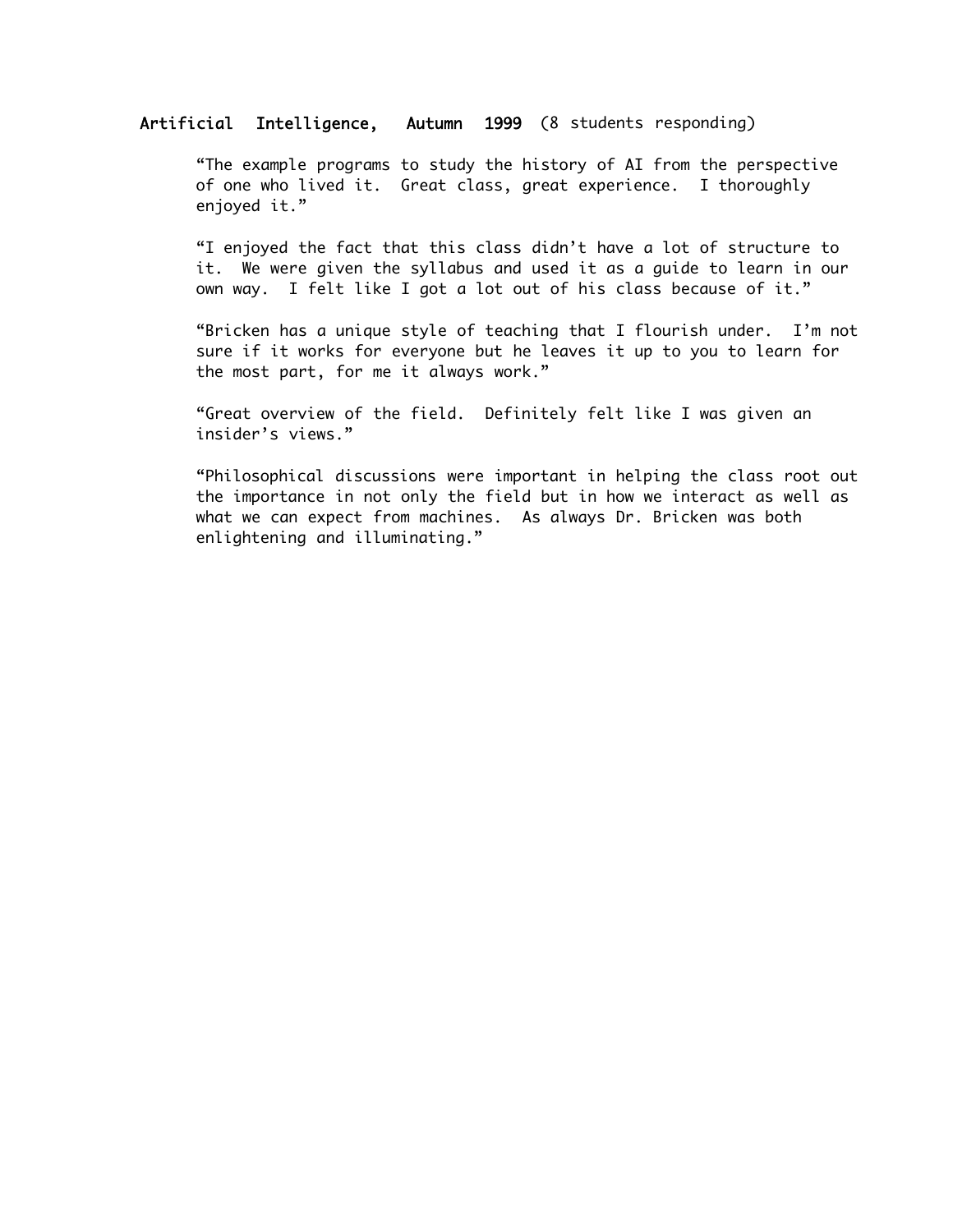**Artificial Intelligence, Autumn 1999** (8 students responding)

> "The example programs to study the history of AI from the perspective of one who lived it. Great class, great experience. I thoroughly enjoyed it."
>
> "I enjoyed the fact that this class didn't have a lot of structure to it. We were given the syllabus and used it as a guide to learn in our own way. I felt like I got a lot out of his class because of it."
>
> "Bricken has a unique style of teaching that I flourish under. I'm not sure if it works for everyone but he leaves it up to you to learn for the most part, for me it always work."
>
> "Great overview of the field. Definitely felt like I was given an insider's views."
>
> "Philosophical discussions were important in helping the class root out the importance in not only the field but in how we interact as well as what we can expect from machines. As always Dr. Bricken was both enlightening and illuminating."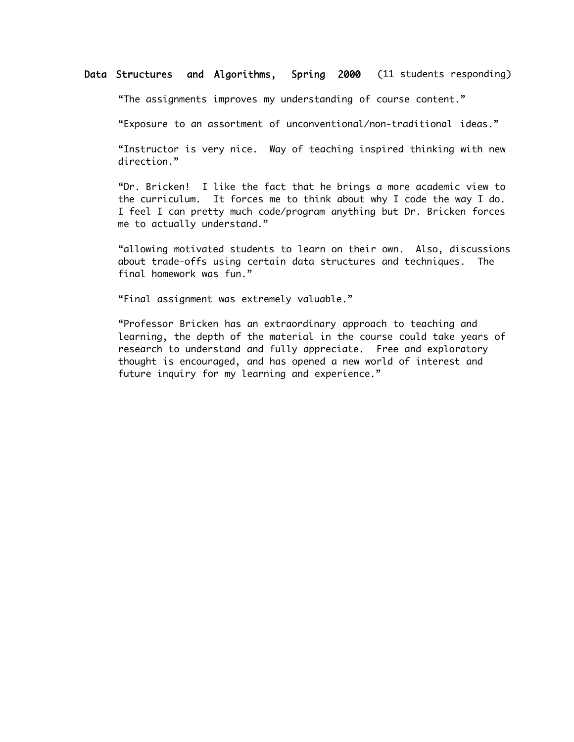**Data Structures and Algorithms, Spring 2000** (11 students responding)

"The assignments improves my understanding of course content."

"Exposure to an assortment of unconventional/non-traditional ideas."

"Instructor is very nice. Way of teaching inspired thinking with new direction."

"Dr. Bricken! I like the fact that he brings a more academic view to the curriculum. It forces me to think about why I code the way I do. I feel I can pretty much code/program anything but Dr. Bricken forces me to actually understand."

"allowing motivated students to learn on their own. Also, discussions about trade-offs using certain data structures and techniques. The final homework was fun."

"Final assignment was extremely valuable."

"Professor Bricken has an extraordinary approach to teaching and learning, the depth of the material in the course could take years of research to understand and fully appreciate. Free and exploratory thought is encouraged, and has opened a new world of interest and future inquiry for my learning and experience."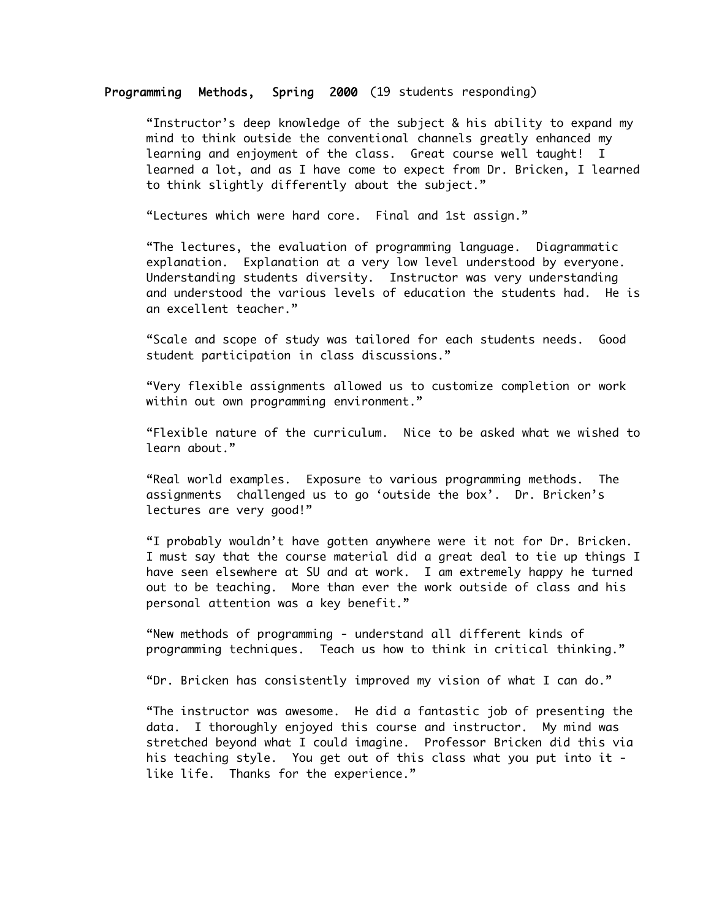**Programming Methods, Spring 2000** (19 students responding)

"Instructor's deep knowledge of the subject & his ability to expand my mind to think outside the conventional channels greatly enhanced my learning and enjoyment of the class. Great course well taught! I learned a lot, and as I have come to expect from Dr. Bricken, I learned to think slightly differently about the subject."

"Lectures which were hard core. Final and 1st assign."

"The lectures, the evaluation of programming language. Diagrammatic explanation. Explanation at a very low level understood by everyone. Understanding students diversity. Instructor was very understanding and understood the various levels of education the students had. He is an excellent teacher."

"Scale and scope of study was tailored for each students needs. Good student participation in class discussions."

"Very flexible assignments allowed us to customize completion or work within out own programming environment."

"Flexible nature of the curriculum. Nice to be asked what we wished to learn about."

"Real world examples. Exposure to various programming methods. The assignments challenged us to go 'outside the box'. Dr. Bricken's lectures are very good!"

"I probably wouldn't have gotten anywhere were it not for Dr. Bricken. I must say that the course material did a great deal to tie up things I have seen elsewhere at SU and at work. I am extremely happy he turned out to be teaching. More than ever the work outside of class and his personal attention was a key benefit."

"New methods of programming - understand all different kinds of programming techniques. Teach us how to think in critical thinking."

"Dr. Bricken has consistently improved my vision of what I can do."

"The instructor was awesome. He did a fantastic job of presenting the data. I thoroughly enjoyed this course and instructor. My mind was stretched beyond what I could imagine. Professor Bricken did this via his teaching style. You get out of this class what you put into it - like life. Thanks for the experience."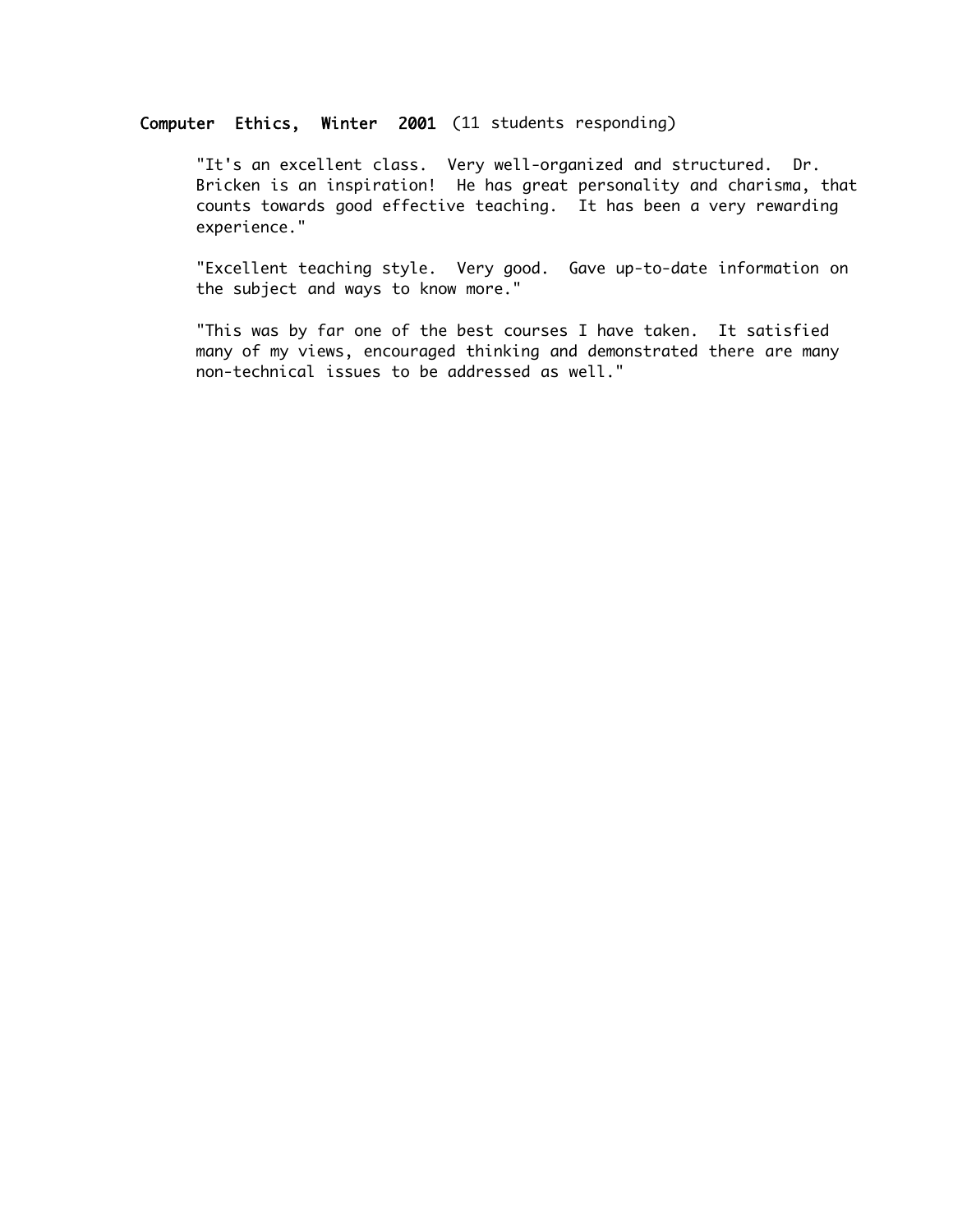**Computer Ethics, Winter 2001** (11 students responding)

> "It's an excellent class. Very well-organized and structured. Dr. Bricken is an inspiration! He has great personality and charisma, that counts towards good effective teaching. It has been a very rewarding experience."

> "Excellent teaching style. Very good. Gave up-to-date information on the subject and ways to know more."

> "This was by far one of the best courses I have taken. It satisfied many of my views, encouraged thinking and demonstrated there are many non-technical issues to be addressed as well."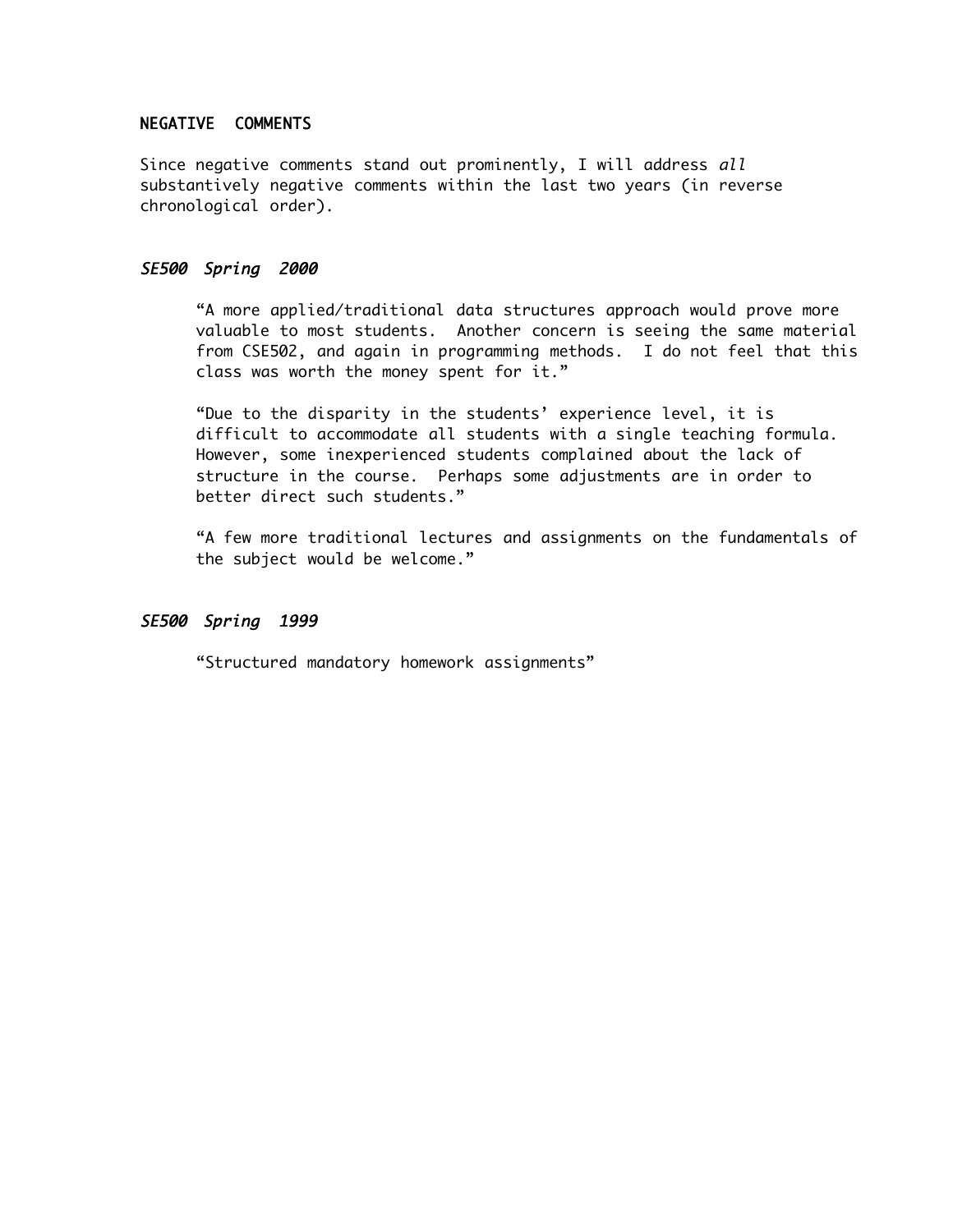## NEGATIVE COMMENTS

Since negative comments stand out prominently, I will address *all* substantively negative comments within the last two years (in reverse chronological order).

### *SE500 Spring 2000*

> "A more applied/traditional data structures approach would prove more valuable to most students. Another concern is seeing the same material from CSE502, and again in programming methods. I do not feel that this class was worth the money spent for it."

> "Due to the disparity in the students' experience level, it is difficult to accommodate all students with a single teaching formula. However, some inexperienced students complained about the lack of structure in the course. Perhaps some adjustments are in order to better direct such students."

> "A few more traditional lectures and assignments on the fundamentals of the subject would be welcome."

### *SE500 Spring 1999*

> "Structured mandatory homework assignments"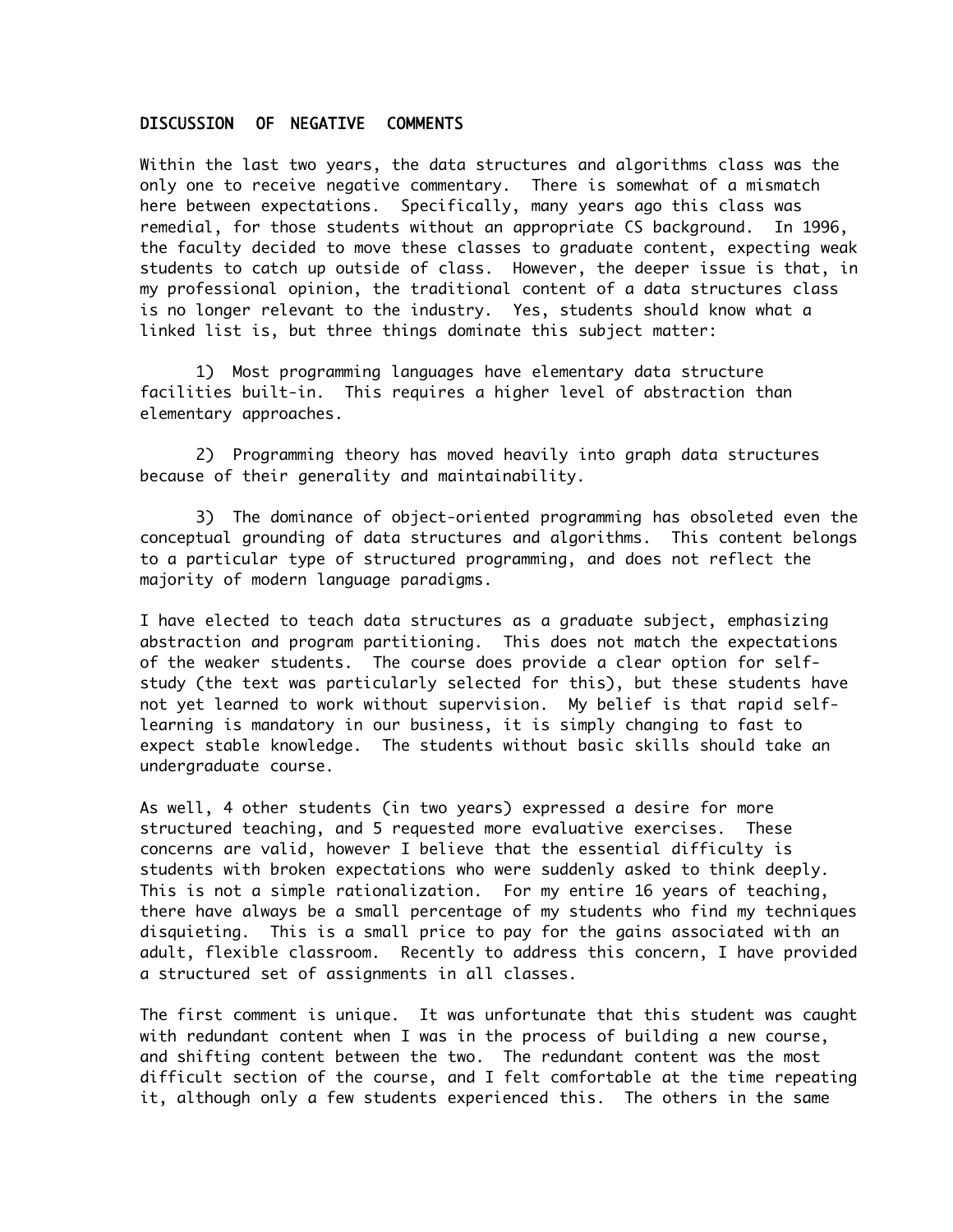## DISCUSSION OF NEGATIVE COMMENTS

Within the last two years, the data structures and algorithms class was the only one to receive negative commentary. There is somewhat of a mismatch here between expectations. Specifically, many years ago this class was remedial, for those students without an appropriate CS background. In 1996, the faculty decided to move these classes to graduate content, expecting weak students to catch up outside of class. However, the deeper issue is that, in my professional opinion, the traditional content of a data structures class is no longer relevant to the industry. Yes, students should know what a linked list is, but three things dominate this subject matter:

1) Most programming languages have elementary data structure facilities built-in. This requires a higher level of abstraction than elementary approaches.

2) Programming theory has moved heavily into graph data structures because of their generality and maintainability.

3) The dominance of object-oriented programming has obsoleted even the conceptual grounding of data structures and algorithms. This content belongs to a particular type of structured programming, and does not reflect the majority of modern language paradigms.

I have elected to teach data structures as a graduate subject, emphasizing abstraction and program partitioning. This does not match the expectations of the weaker students. The course does provide a clear option for self-study (the text was particularly selected for this), but these students have not yet learned to work without supervision. My belief is that rapid self-learning is mandatory in our business, it is simply changing to fast to expect stable knowledge. The students without basic skills should take an undergraduate course.

As well, 4 other students (in two years) expressed a desire for more structured teaching, and 5 requested more evaluative exercises. These concerns are valid, however I believe that the essential difficulty is students with broken expectations who were suddenly asked to think deeply. This is not a simple rationalization. For my entire 16 years of teaching, there have always be a small percentage of my students who find my techniques disquieting. This is a small price to pay for the gains associated with an adult, flexible classroom. Recently to address this concern, I have provided a structured set of assignments in all classes.

The first comment is unique. It was unfortunate that this student was caught with redundant content when I was in the process of building a new course, and shifting content between the two. The redundant content was the most difficult section of the course, and I felt comfortable at the time repeating it, although only a few students experienced this. The others in the same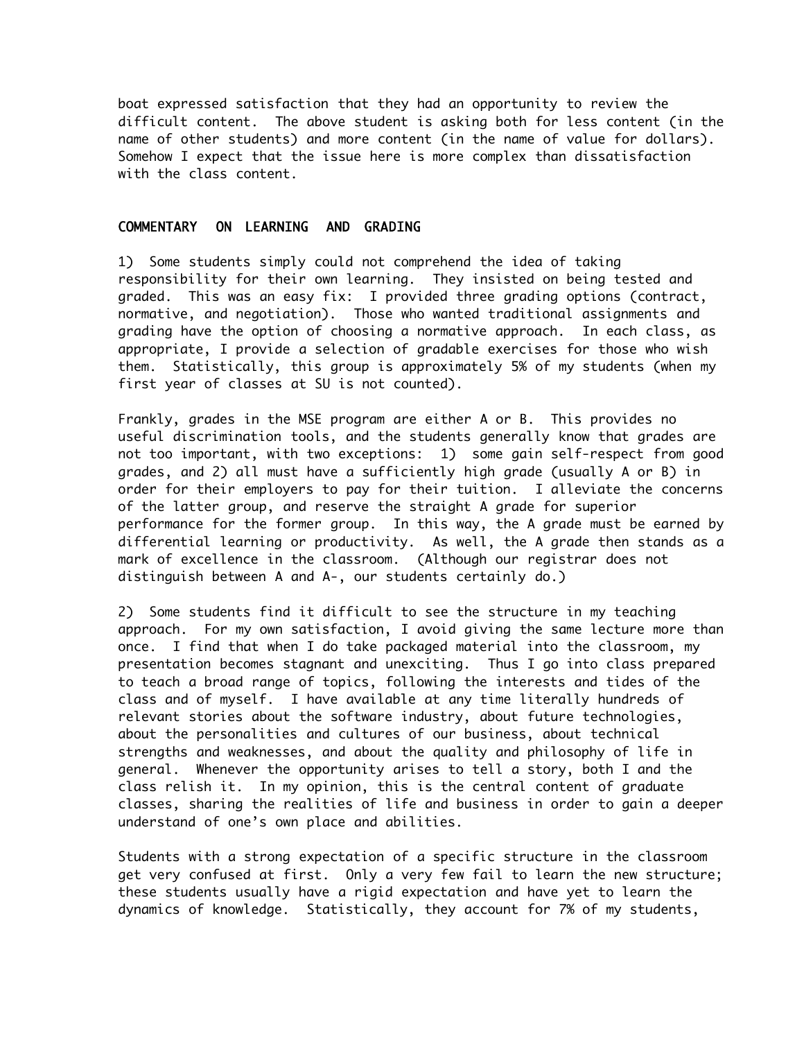boat expressed satisfaction that they had an opportunity to review the difficult content. The above student is asking both for less content (in the name of other students) and more content (in the name of value for dollars). Somehow I expect that the issue here is more complex than dissatisfaction with the class content.

## COMMENTARY ON LEARNING AND GRADING

1) Some students simply could not comprehend the idea of taking responsibility for their own learning. They insisted on being tested and graded. This was an easy fix: I provided three grading options (contract, normative, and negotiation). Those who wanted traditional assignments and grading have the option of choosing a normative approach. In each class, as appropriate, I provide a selection of gradable exercises for those who wish them. Statistically, this group is approximately 5% of my students (when my first year of classes at SU is not counted).

Frankly, grades in the MSE program are either A or B. This provides no useful discrimination tools, and the students generally know that grades are not too important, with two exceptions: 1) some gain self-respect from good grades, and 2) all must have a sufficiently high grade (usually A or B) in order for their employers to pay for their tuition. I alleviate the concerns of the latter group, and reserve the straight A grade for superior performance for the former group. In this way, the A grade must be earned by differential learning or productivity. As well, the A grade then stands as a mark of excellence in the classroom. (Although our registrar does not distinguish between A and A-, our students certainly do.)

2) Some students find it difficult to see the structure in my teaching approach. For my own satisfaction, I avoid giving the same lecture more than once. I find that when I do take packaged material into the classroom, my presentation becomes stagnant and unexciting. Thus I go into class prepared to teach a broad range of topics, following the interests and tides of the class and of myself. I have available at any time literally hundreds of relevant stories about the software industry, about future technologies, about the personalities and cultures of our business, about technical strengths and weaknesses, and about the quality and philosophy of life in general. Whenever the opportunity arises to tell a story, both I and the class relish it. In my opinion, this is the central content of graduate classes, sharing the realities of life and business in order to gain a deeper understand of one's own place and abilities.

Students with a strong expectation of a specific structure in the classroom get very confused at first. Only a very few fail to learn the new structure; these students usually have a rigid expectation and have yet to learn the dynamics of knowledge. Statistically, they account for 7% of my students,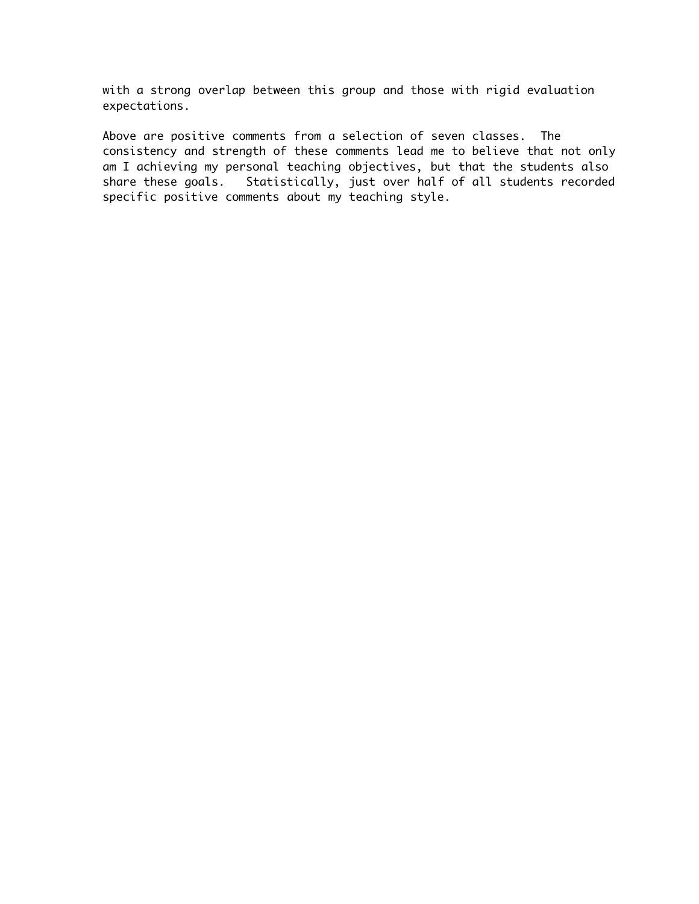with a strong overlap between this group and those with rigid evaluation expectations.

Above are positive comments from a selection of seven classes. The consistency and strength of these comments lead me to believe that not only am I achieving my personal teaching objectives, but that the students also share these goals. Statistically, just over half of all students recorded specific positive comments about my teaching style.